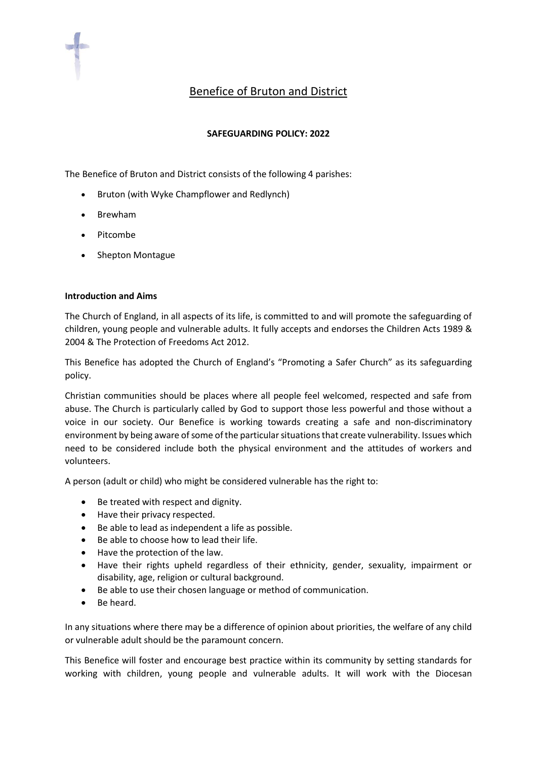# Benefice of Bruton and District

**SAFEGUARDING POLICY: 2022**

The Benefice of Bruton and District consists of the following 4 parishes:

- Bruton (with Wyke Champflower and Redlynch)
- Brewham
- Pitcombe
- Shepton Montague

**Introduction and Aims**

The Church of England, in all aspects of its life, is committed to and will promote the safeguarding of children, young people and vulnerable adults. It fully accepts and endorses the Children Acts 1989 & 2004 & The Protection of Freedoms Act 2012.

This Benefice has adopted the Church of England's "Promoting a Safer Church" as its safeguarding policy.

Christian communities should be places where all people feel welcomed, respected and safe from abuse. The Church is particularly called by God to support those less powerful and those without a voice in our society. Our Benefice is working towards creating a safe and non-discriminatory environment by being aware of some of the particular situations that create vulnerability. Issues which need to be considered include both the physical environment and the attitudes of workers and volunteers.

A person (adult or child) who might be considered vulnerable has the right to:

- Be treated with respect and dignity.
- Have their privacy respected.
- Be able to lead as independent a life as possible.
- Be able to choose how to lead their life.
- Have the protection of the law.
- Have their rights upheld regardless of their ethnicity, gender, sexuality, impairment or disability, age, religion or cultural background.
- Be able to use their chosen language or method of communication.
- Be heard.

In any situations where there may be a difference of opinion about priorities, the welfare of any child or vulnerable adult should be the paramount concern.

This Benefice will foster and encourage best practice within its community by setting standards for working with children, young people and vulnerable adults. It will work with the Diocesan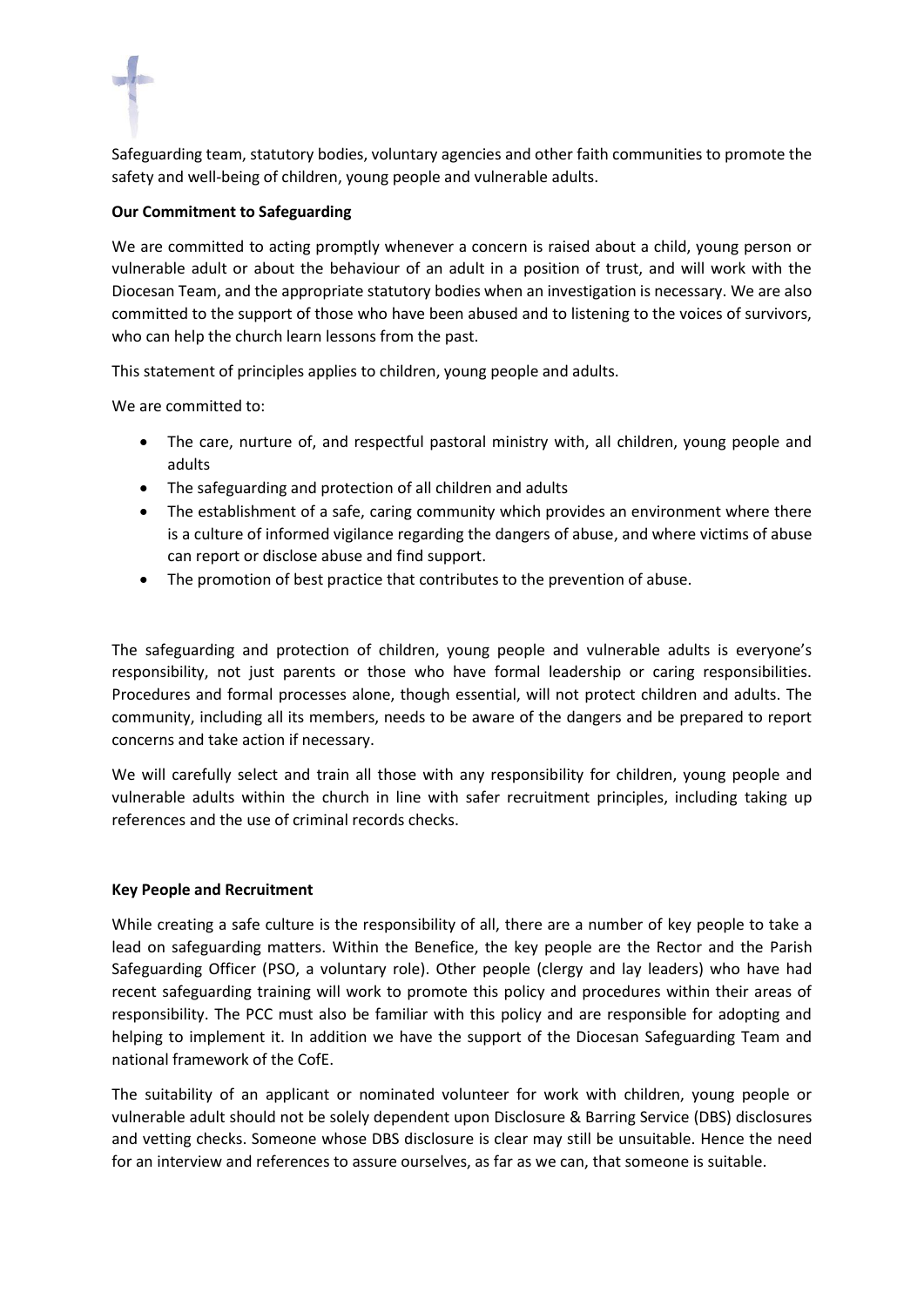Safeguarding team, statutory bodies, voluntary agencies and other faith communities to promote the safety and well-being of children, young people and vulnerable adults.

**Our Commitment to Safeguarding**

We are committed to acting promptly whenever a concern is raised about a child, young person or vulnerable adult or about the behaviour of an adult in a position of trust, and will work with the Diocesan Team, and the appropriate statutory bodies when an investigation is necessary. We are also committed to the support of those who have been abused and to listening to the voices of survivors, who can help the church learn lessons from the past.

This statement of principles applies to children, young people and adults.

We are committed to:

- The care, nurture of, and respectful pastoral ministry with, all children, young people and adults
- The safeguarding and protection of all children and adults
- The establishment of a safe, caring community which provides an environment where there is a culture of informed vigilance regarding the dangers of abuse, and where victims of abuse can report or disclose abuse and find support.
- The promotion of best practice that contributes to the prevention of abuse.

The safeguarding and protection of children, young people and vulnerable adults is everyone's responsibility, not just parents or those who have formal leadership or caring responsibilities. Procedures and formal processes alone, though essential, will not protect children and adults. The community, including all its members, needs to be aware of the dangers and be prepared to report concerns and take action if necessary.

We will carefully select and train all those with any responsibility for children, young people and vulnerable adults within the church in line with safer recruitment principles, including taking up references and the use of criminal records checks.

**Key People and Recruitment**

While creating a safe culture is the responsibility of all, there are a number of key people to take a lead on safeguarding matters. Within the Benefice, the key people are the Rector and the Parish Safeguarding Officer (PSO, a voluntary role). Other people (clergy and lay leaders) who have had recent safeguarding training will work to promote this policy and procedures within their areas of responsibility. The PCC must also be familiar with this policy and are responsible for adopting and helping to implement it. In addition we have the support of the Diocesan Safeguarding Team and national framework of the CofE.

The suitability of an applicant or nominated volunteer for work with children, young people or vulnerable adult should not be solely dependent upon Disclosure & Barring Service (DBS) disclosures and vetting checks. Someone whose DBS disclosure is clear may still be unsuitable. Hence the need for an interview and references to assure ourselves, as far as we can, that someone is suitable.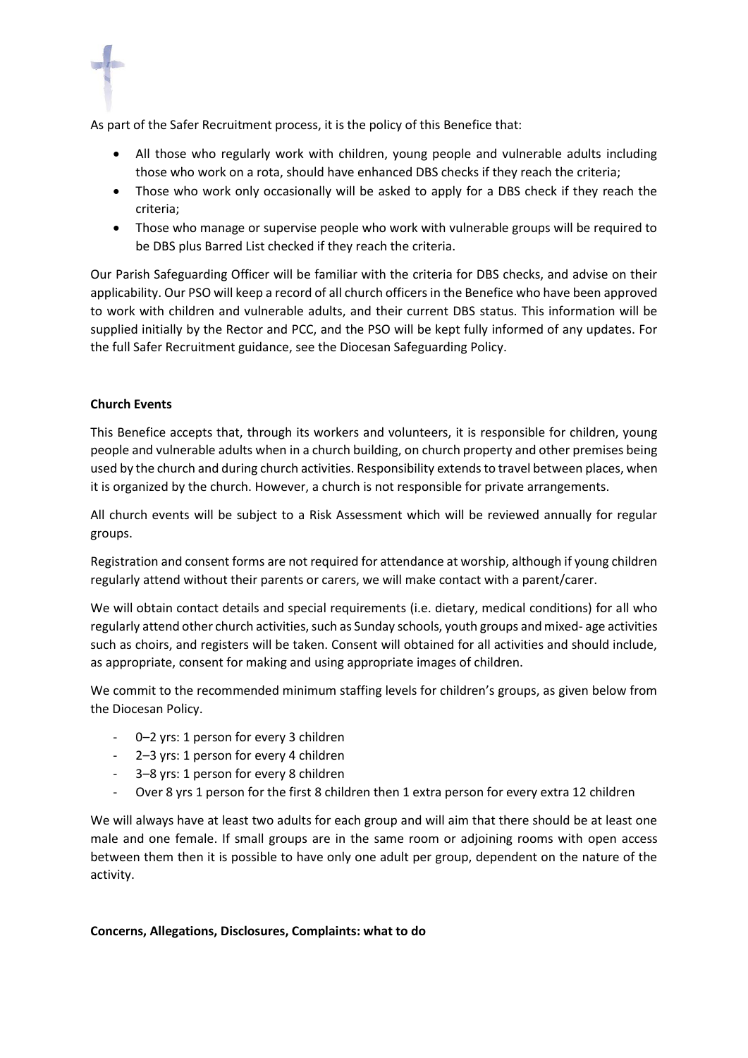As part of the Safer Recruitment process, it is the policy of this Benefice that:

- All those who regularly work with children, young people and vulnerable adults including those who work on a rota, should have enhanced DBS checks if they reach the criteria;
- Those who work only occasionally will be asked to apply for a DBS check if they reach the criteria;
- Those who manage or supervise people who work with vulnerable groups will be required to be DBS plus Barred List checked if they reach the criteria.

Our Parish Safeguarding Officer will be familiar with the criteria for DBS checks, and advise on their applicability. Our PSO will keep a record of all church officers in the Benefice who have been approved to work with children and vulnerable adults, and their current DBS status. This information will be supplied initially by the Rector and PCC, and the PSO will be kept fully informed of any updates. For the full Safer Recruitment guidance, see the Diocesan Safeguarding Policy.

**Church Events**

This Benefice accepts that, through its workers and volunteers, it is responsible for children, young people and vulnerable adults when in a church building, on church property and other premises being used by the church and during church activities. Responsibility extends to travel between places, when it is organized by the church. However, a church is not responsible for private arrangements.

All church events will be subject to a Risk Assessment which will be reviewed annually for regular groups.

Registration and consent forms are not required for attendance at worship, although if young children regularly attend without their parents or carers, we will make contact with a parent/carer.

We will obtain contact details and special requirements (i.e. dietary, medical conditions) for all who regularly attend other church activities, such as Sunday schools, youth groups and mixed- age activities such as choirs, and registers will be taken. Consent will obtained for all activities and should include, as appropriate, consent for making and using appropriate images of children.

We commit to the recommended minimum staffing levels for children's groups, as given below from the Diocesan Policy.

- 0–2 yrs: 1 person for every 3 children
- 2–3 yrs: 1 person for every 4 children
- 3–8 yrs: 1 person for every 8 children
- Over 8 yrs 1 person for the first 8 children then 1 extra person for every extra 12 children

We will always have at least two adults for each group and will aim that there should be at least one male and one female. If small groups are in the same room or adjoining rooms with open access between them then it is possible to have only one adult per group, dependent on the nature of the activity.

**Concerns, Allegations, Disclosures, Complaints: what to do**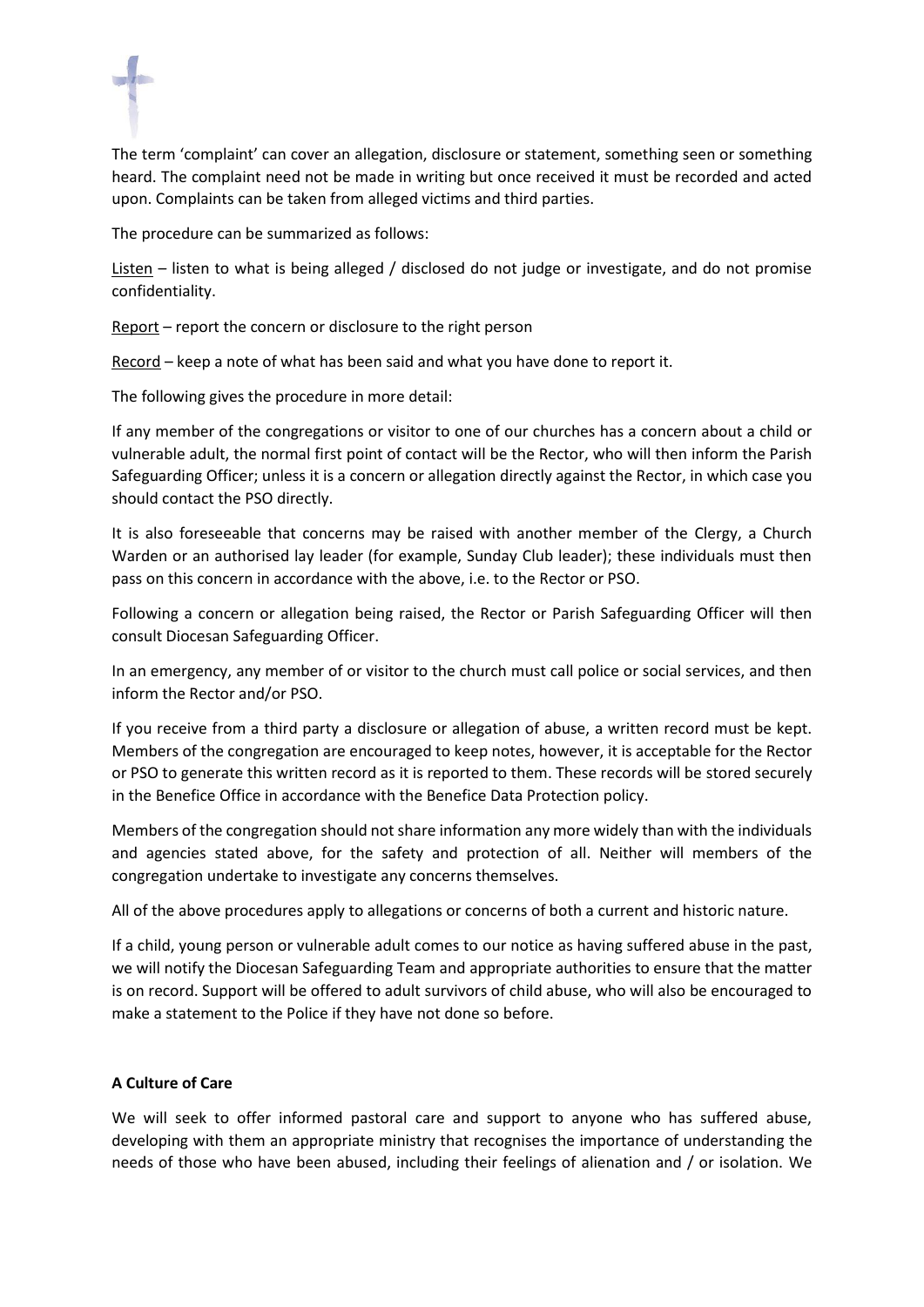The term 'complaint' can cover an allegation, disclosure or statement, something seen or something heard. The complaint need not be made in writing but once received it must be recorded and acted upon. Complaints can be taken from alleged victims and third parties.

The procedure can be summarized as follows:

Listen – listen to what is being alleged / disclosed do not judge or investigate, and do not promise confidentiality.

Report – report the concern or disclosure to the right person

Record – keep a note of what has been said and what you have done to report it.

The following gives the procedure in more detail:

If any member of the congregations or visitor to one of our churches has a concern about a child or vulnerable adult, the normal first point of contact will be the Rector, who will then inform the Parish Safeguarding Officer; unless it is a concern or allegation directly against the Rector, in which case you should contact the PSO directly.

It is also foreseeable that concerns may be raised with another member of the Clergy, a Church Warden or an authorised lay leader (for example, Sunday Club leader); these individuals must then pass on this concern in accordance with the above, i.e. to the Rector or PSO.

Following a concern or allegation being raised, the Rector or Parish Safeguarding Officer will then consult Diocesan Safeguarding Officer.

In an emergency, any member of or visitor to the church must call police or social services, and then inform the Rector and/or PSO.

If you receive from a third party a disclosure or allegation of abuse, a written record must be kept. Members of the congregation are encouraged to keep notes, however, it is acceptable for the Rector or PSO to generate this written record as it is reported to them. These records will be stored securely in the Benefice Office in accordance with the Benefice Data Protection policy.

Members of the congregation should not share information any more widely than with the individuals and agencies stated above, for the safety and protection of all. Neither will members of the congregation undertake to investigate any concerns themselves.

All of the above procedures apply to allegations or concerns of both a current and historic nature.

If a child, young person or vulnerable adult comes to our notice as having suffered abuse in the past, we will notify the Diocesan Safeguarding Team and appropriate authorities to ensure that the matter is on record. Support will be offered to adult survivors of child abuse, who will also be encouraged to make a statement to the Police if they have not done so before.

**A Culture of Care**

We will seek to offer informed pastoral care and support to anyone who has suffered abuse, developing with them an appropriate ministry that recognises the importance of understanding the needs of those who have been abused, including their feelings of alienation and / or isolation. We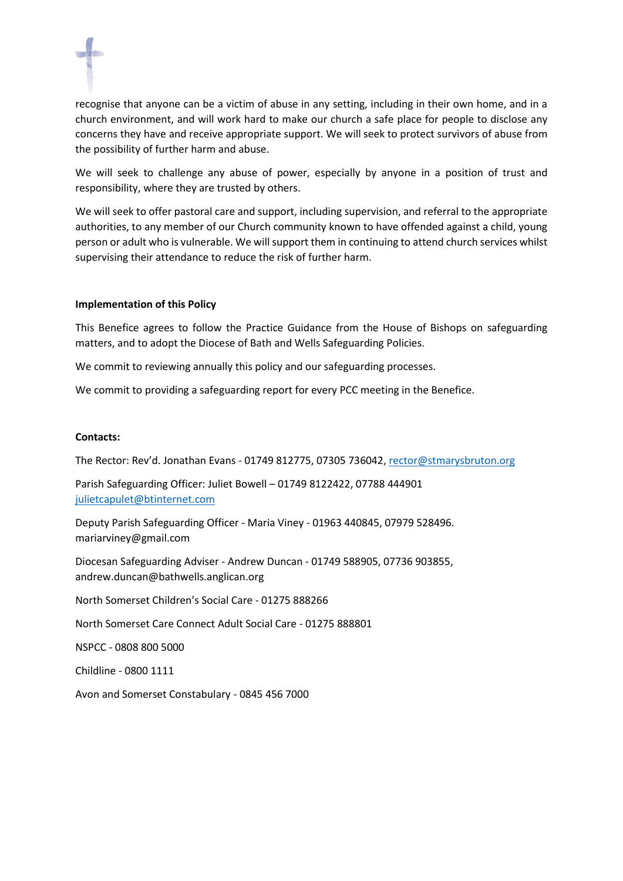recognise that anyone can be a victim of abuse in any setting, including in their own home, and in a church environment, and will work hard to make our church a safe place for people to disclose any concerns they have and receive appropriate support. We will seek to protect survivors of abuse from the possibility of further harm and abuse.

We will seek to challenge any abuse of power, especially by anyone in a position of trust and responsibility, where they are trusted by others.

We will seek to offer pastoral care and support, including supervision, and referral to the appropriate authorities, to any member of our Church community known to have offended against a child, young person or adult who is vulnerable. We will support them in continuing to attend church services whilst supervising their attendance to reduce the risk of further harm.

**Implementation of this Policy**

This Benefice agrees to follow the Practice Guidance from the House of Bishops on safeguarding matters, and to adopt the Diocese of Bath and Wells Safeguarding Policies.

We commit to reviewing annually this policy and our safeguarding processes.

We commit to providing a safeguarding report for every PCC meeting in the Benefice.

**Contacts:**

The Rector: Rev'd. Jonathan Evans - 01749 812775, 07305 736042, rector@stmarysbruton.org

Parish Safeguarding Officer: Juliet Bowell – 01749 8122422, 07788 444901 julietcapulet@btinternet.com

Deputy Parish Safeguarding Officer - Maria Viney - 01963 440845, 07979 528496. mariarviney@gmail.com

Diocesan Safeguarding Adviser - Andrew Duncan - 01749 588905, 07736 903855, andrew.duncan@bathwells.anglican.org

North Somerset Children's Social Care - 01275 888266

North Somerset Care Connect Adult Social Care - 01275 888801

NSPCC - 0808 800 5000

Childline - 0800 1111

Avon and Somerset Constabulary - 0845 456 7000